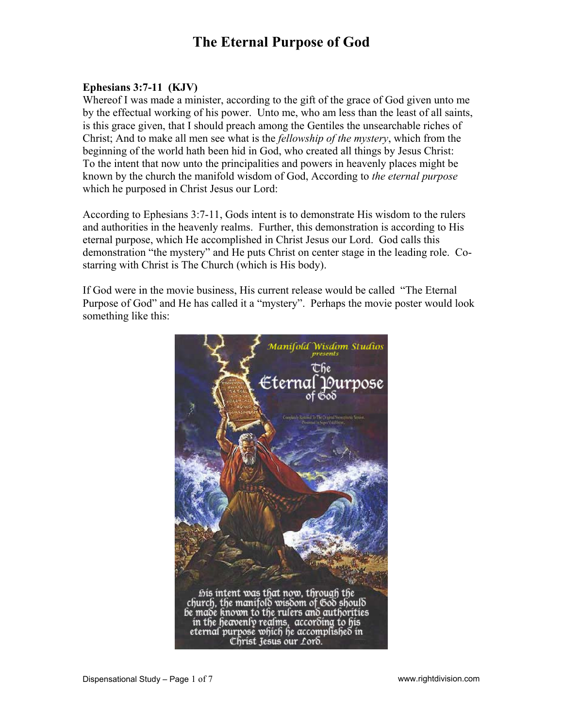# The Eternal Purpose of God

**Ephesians 3:7-11 (KJV)**
Whereof I was made a minister, according to the gift of the grace of God given unto me by the effectual working of his power. Unto me, who am less than the least of all saints, is this grace given, that I should preach among the Gentiles the unsearchable riches of Christ; And to make all men see what is the *fellowship of the mystery*, which from the beginning of the world hath been hid in God, who created all things by Jesus Christ: To the intent that now unto the principalities and powers in heavenly places might be known by the church the manifold wisdom of God, According to *the eternal purpose* which he purposed in Christ Jesus our Lord:

According to Ephesians 3:7-11, Gods intent is to demonstrate His wisdom to the rulers and authorities in the heavenly realms. Further, this demonstration is according to His eternal purpose, which He accomplished in Christ Jesus our Lord. God calls this demonstration "the mystery" and He puts Christ on center stage in the leading role. Co-starring with Christ is The Church (which is His body).

If God were in the movie business, His current release would be called "The Eternal Purpose of God" and He has called it a "mystery". Perhaps the movie poster would look something like this: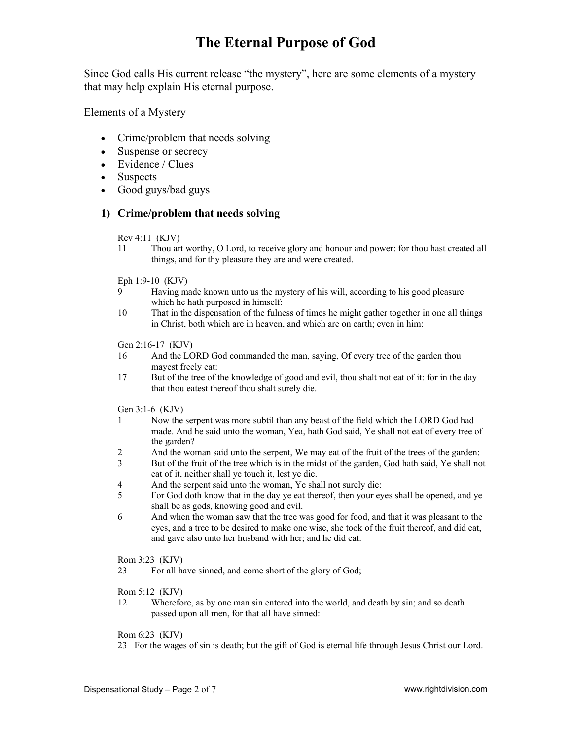# The Eternal Purpose of God

Since God calls His current release "the mystery", here are some elements of a mystery that may help explain His eternal purpose.

Elements of a Mystery

- Crime/problem that needs solving
- Suspense or secrecy
- Evidence / Clues
- Suspects
- Good guys/bad guys

## 1) Crime/problem that needs solving

Rev 4:11 (KJV)
11 Thou art worthy, O Lord, to receive glory and honour and power: for thou hast created all things, and for thy pleasure they are and were created.

Eph 1:9-10 (KJV)
9 Having made known unto us the mystery of his will, according to his good pleasure which he hath purposed in himself:
10 That in the dispensation of the fulness of times he might gather together in one all things in Christ, both which are in heaven, and which are on earth; even in him:

Gen 2:16-17 (KJV)
16 And the LORD God commanded the man, saying, Of every tree of the garden thou mayest freely eat:
17 But of the tree of the knowledge of good and evil, thou shalt not eat of it: for in the day that thou eatest thereof thou shalt surely die.

Gen 3:1-6 (KJV)
1 Now the serpent was more subtil than any beast of the field which the LORD God had made. And he said unto the woman, Yea, hath God said, Ye shall not eat of every tree of the garden?
2 And the woman said unto the serpent, We may eat of the fruit of the trees of the garden:
3 But of the fruit of the tree which is in the midst of the garden, God hath said, Ye shall not eat of it, neither shall ye touch it, lest ye die.
4 And the serpent said unto the woman, Ye shall not surely die:
5 For God doth know that in the day ye eat thereof, then your eyes shall be opened, and ye shall be as gods, knowing good and evil.
6 And when the woman saw that the tree was good for food, and that it was pleasant to the eyes, and a tree to be desired to make one wise, she took of the fruit thereof, and did eat, and gave also unto her husband with her; and he did eat.

Rom 3:23 (KJV)
23 For all have sinned, and come short of the glory of God;

Rom 5:12 (KJV)
12 Wherefore, as by one man sin entered into the world, and death by sin; and so death passed upon all men, for that all have sinned:

Rom 6:23 (KJV)
23 For the wages of sin is death; but the gift of God is eternal life through Jesus Christ our Lord.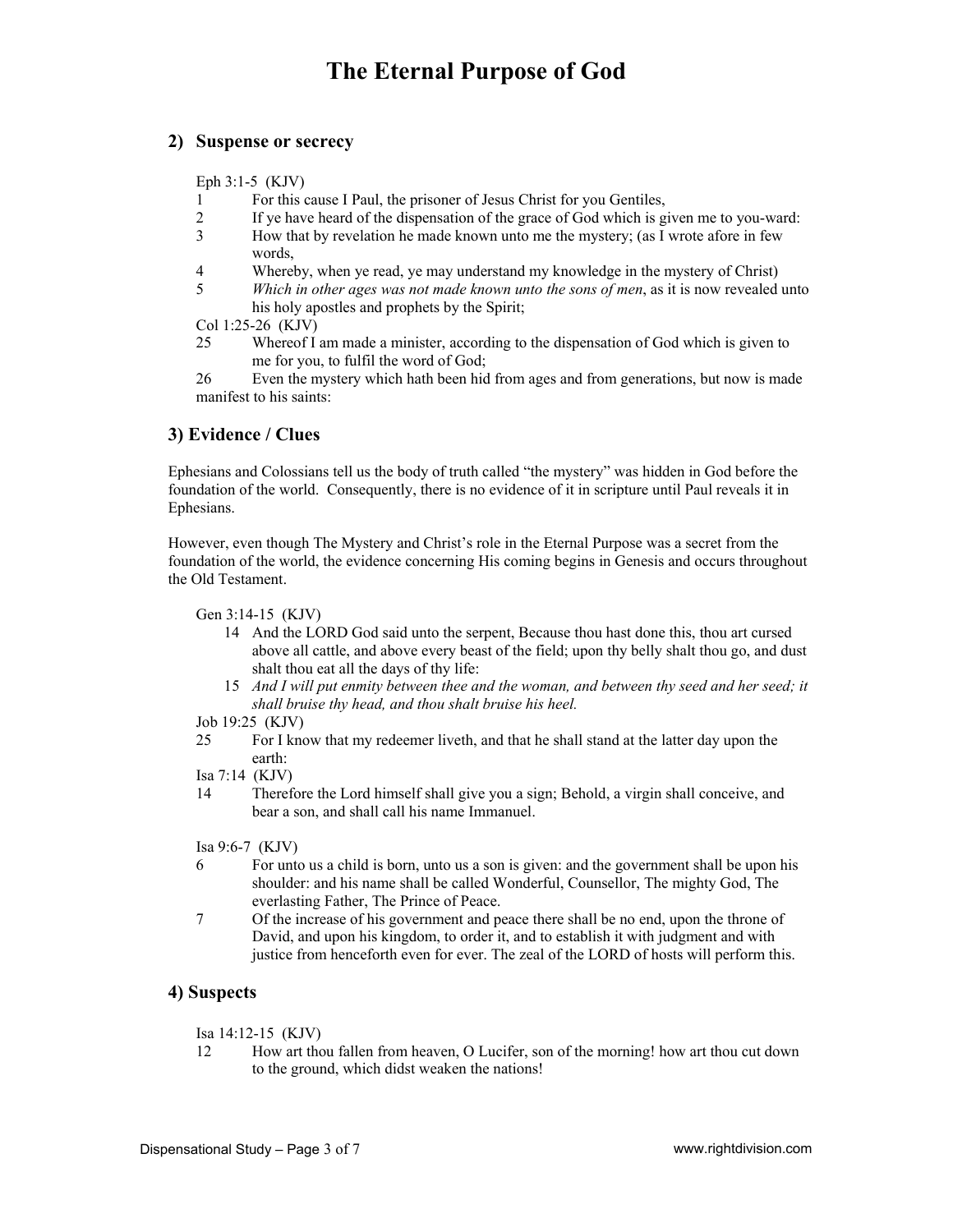# The Eternal Purpose of God

## 2) Suspense or secrecy

Eph 3:1-5 (KJV)

1 For this cause I Paul, the prisoner of Jesus Christ for you Gentiles,

2 If ye have heard of the dispensation of the grace of God which is given me to you-ward:

3 How that by revelation he made known unto me the mystery; (as I wrote afore in few words,

4 Whereby, when ye read, ye may understand my knowledge in the mystery of Christ)

5 *Which in other ages was not made known unto the sons of men*, as it is now revealed unto his holy apostles and prophets by the Spirit;

Col 1:25-26 (KJV)

25 Whereof I am made a minister, according to the dispensation of God which is given to me for you, to fulfil the word of God;

26 Even the mystery which hath been hid from ages and from generations, but now is made manifest to his saints:

## 3) Evidence / Clues

Ephesians and Colossians tell us the body of truth called "the mystery" was hidden in God before the foundation of the world. Consequently, there is no evidence of it in scripture until Paul reveals it in Ephesians.

However, even though The Mystery and Christ's role in the Eternal Purpose was a secret from the foundation of the world, the evidence concerning His coming begins in Genesis and occurs throughout the Old Testament.

Gen 3:14-15 (KJV)

14 And the LORD God said unto the serpent, Because thou hast done this, thou art cursed above all cattle, and above every beast of the field; upon thy belly shalt thou go, and dust shalt thou eat all the days of thy life:

15 *And I will put enmity between thee and the woman, and between thy seed and her seed; it shall bruise thy head, and thou shalt bruise his heel.*

Job 19:25 (KJV)

25 For I know that my redeemer liveth, and that he shall stand at the latter day upon the earth:

Isa 7:14 (KJV)

14 Therefore the Lord himself shall give you a sign; Behold, a virgin shall conceive, and bear a son, and shall call his name Immanuel.

Isa 9:6-7 (KJV)

6 For unto us a child is born, unto us a son is given: and the government shall be upon his shoulder: and his name shall be called Wonderful, Counsellor, The mighty God, The everlasting Father, The Prince of Peace.

7 Of the increase of his government and peace there shall be no end, upon the throne of David, and upon his kingdom, to order it, and to establish it with judgment and with justice from henceforth even for ever. The zeal of the LORD of hosts will perform this.

## 4) Suspects

Isa 14:12-15 (KJV)

12 How art thou fallen from heaven, O Lucifer, son of the morning! how art thou cut down to the ground, which didst weaken the nations!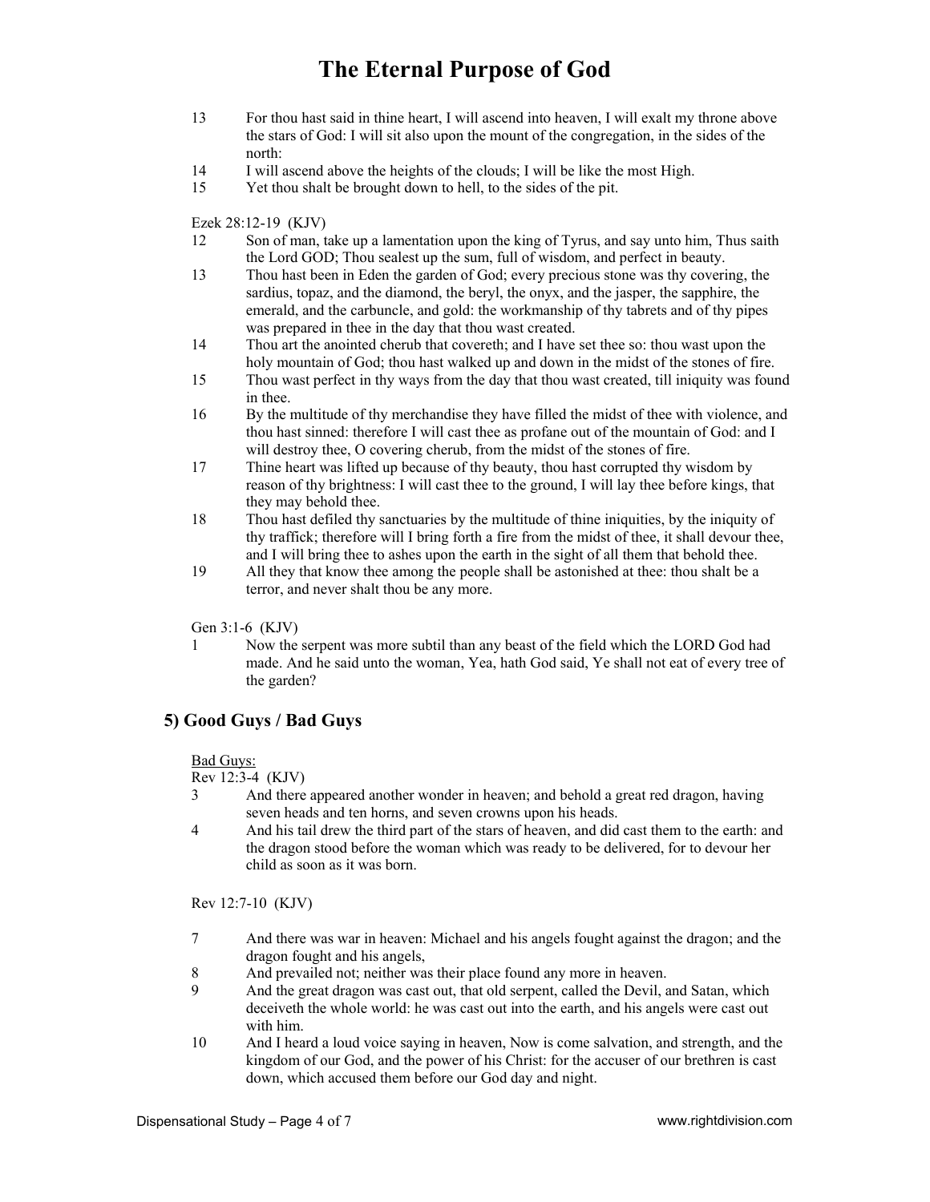13 For thou hast said in thine heart, I will ascend into heaven, I will exalt my throne above the stars of God: I will sit also upon the mount of the congregation, in the sides of the north:

14 I will ascend above the heights of the clouds; I will be like the most High.

15 Yet thou shalt be brought down to hell, to the sides of the pit.

Ezek 28:12-19 (KJV)

12 Son of man, take up a lamentation upon the king of Tyrus, and say unto him, Thus saith the Lord GOD; Thou sealest up the sum, full of wisdom, and perfect in beauty.

13 Thou hast been in Eden the garden of God; every precious stone was thy covering, the sardius, topaz, and the diamond, the beryl, the onyx, and the jasper, the sapphire, the emerald, and the carbuncle, and gold: the workmanship of thy tabrets and of thy pipes was prepared in thee in the day that thou wast created.

14 Thou art the anointed cherub that covereth; and I have set thee so: thou wast upon the holy mountain of God; thou hast walked up and down in the midst of the stones of fire.

15 Thou wast perfect in thy ways from the day that thou wast created, till iniquity was found in thee.

16 By the multitude of thy merchandise they have filled the midst of thee with violence, and thou hast sinned: therefore I will cast thee as profane out of the mountain of God: and I will destroy thee, O covering cherub, from the midst of the stones of fire.

17 Thine heart was lifted up because of thy beauty, thou hast corrupted thy wisdom by reason of thy brightness: I will cast thee to the ground, I will lay thee before kings, that they may behold thee.

18 Thou hast defiled thy sanctuaries by the multitude of thine iniquities, by the iniquity of thy traffick; therefore will I bring forth a fire from the midst of thee, it shall devour thee, and I will bring thee to ashes upon the earth in the sight of all them that behold thee.

19 All they that know thee among the people shall be astonished at thee: thou shalt be a terror, and never shalt thou be any more.

Gen 3:1-6 (KJV)

1 Now the serpent was more subtil than any beast of the field which the LORD God had made. And he said unto the woman, Yea, hath God said, Ye shall not eat of every tree of the garden?

## 5) Good Guys / Bad Guys

Bad Guys:

Rev 12:3-4 (KJV)

3 And there appeared another wonder in heaven; and behold a great red dragon, having seven heads and ten horns, and seven crowns upon his heads.

4 And his tail drew the third part of the stars of heaven, and did cast them to the earth: and the dragon stood before the woman which was ready to be delivered, for to devour her child as soon as it was born.

Rev 12:7-10 (KJV)

7 And there was war in heaven: Michael and his angels fought against the dragon; and the dragon fought and his angels,

8 And prevailed not; neither was their place found any more in heaven.

9 And the great dragon was cast out, that old serpent, called the Devil, and Satan, which deceiveth the whole world: he was cast out into the earth, and his angels were cast out with him.

10 And I heard a loud voice saying in heaven, Now is come salvation, and strength, and the kingdom of our God, and the power of his Christ: for the accuser of our brethren is cast down, which accused them before our God day and night.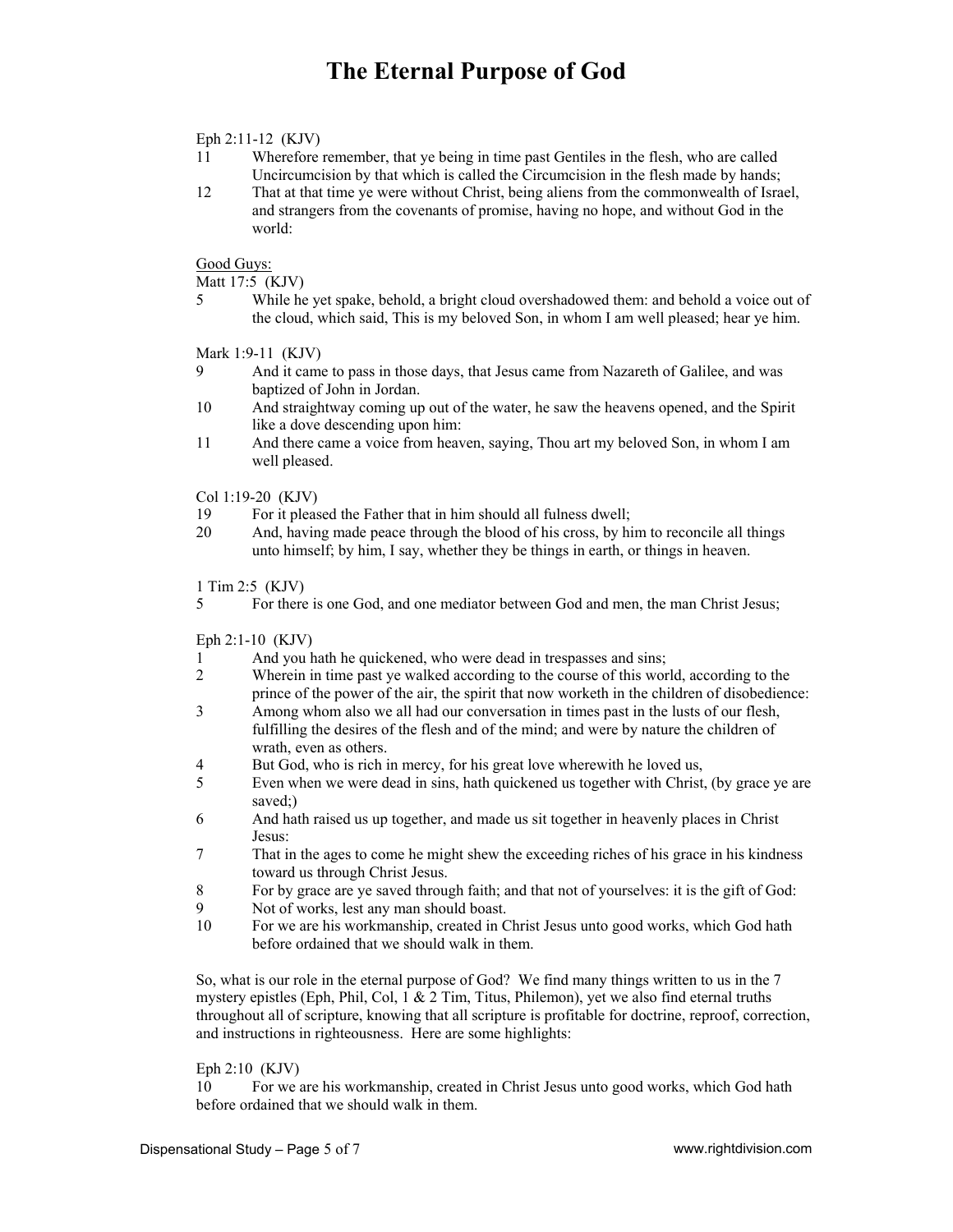# The Eternal Purpose of God

Eph 2:11-12 (KJV)

11 Wherefore remember, that ye being in time past Gentiles in the flesh, who are called Uncircumcision by that which is called the Circumcision in the flesh made by hands;

12 That at that time ye were without Christ, being aliens from the commonwealth of Israel, and strangers from the covenants of promise, having no hope, and without God in the world:

Good Guys:

Matt 17:5 (KJV)

5 While he yet spake, behold, a bright cloud overshadowed them: and behold a voice out of the cloud, which said, This is my beloved Son, in whom I am well pleased; hear ye him.

Mark 1:9-11 (KJV)

9 And it came to pass in those days, that Jesus came from Nazareth of Galilee, and was baptized of John in Jordan.

10 And straightway coming up out of the water, he saw the heavens opened, and the Spirit like a dove descending upon him:

11 And there came a voice from heaven, saying, Thou art my beloved Son, in whom I am well pleased.

Col 1:19-20 (KJV)

19 For it pleased the Father that in him should all fulness dwell;

20 And, having made peace through the blood of his cross, by him to reconcile all things unto himself; by him, I say, whether they be things in earth, or things in heaven.

1 Tim 2:5 (KJV)

5 For there is one God, and one mediator between God and men, the man Christ Jesus;

Eph 2:1-10 (KJV)

1 And you hath he quickened, who were dead in trespasses and sins;

2 Wherein in time past ye walked according to the course of this world, according to the prince of the power of the air, the spirit that now worketh in the children of disobedience:

3 Among whom also we all had our conversation in times past in the lusts of our flesh, fulfilling the desires of the flesh and of the mind; and were by nature the children of wrath, even as others.

4 But God, who is rich in mercy, for his great love wherewith he loved us,

5 Even when we were dead in sins, hath quickened us together with Christ, (by grace ye are saved;)

6 And hath raised us up together, and made us sit together in heavenly places in Christ Jesus:

7 That in the ages to come he might shew the exceeding riches of his grace in his kindness toward us through Christ Jesus.

8 For by grace are ye saved through faith; and that not of yourselves: it is the gift of God:

9 Not of works, lest any man should boast.

10 For we are his workmanship, created in Christ Jesus unto good works, which God hath before ordained that we should walk in them.

So, what is our role in the eternal purpose of God? We find many things written to us in the 7 mystery epistles (Eph, Phil, Col, 1 & 2 Tim, Titus, Philemon), yet we also find eternal truths throughout all of scripture, knowing that all scripture is profitable for doctrine, reproof, correction, and instructions in righteousness. Here are some highlights:

Eph 2:10 (KJV)

10 For we are his workmanship, created in Christ Jesus unto good works, which God hath before ordained that we should walk in them.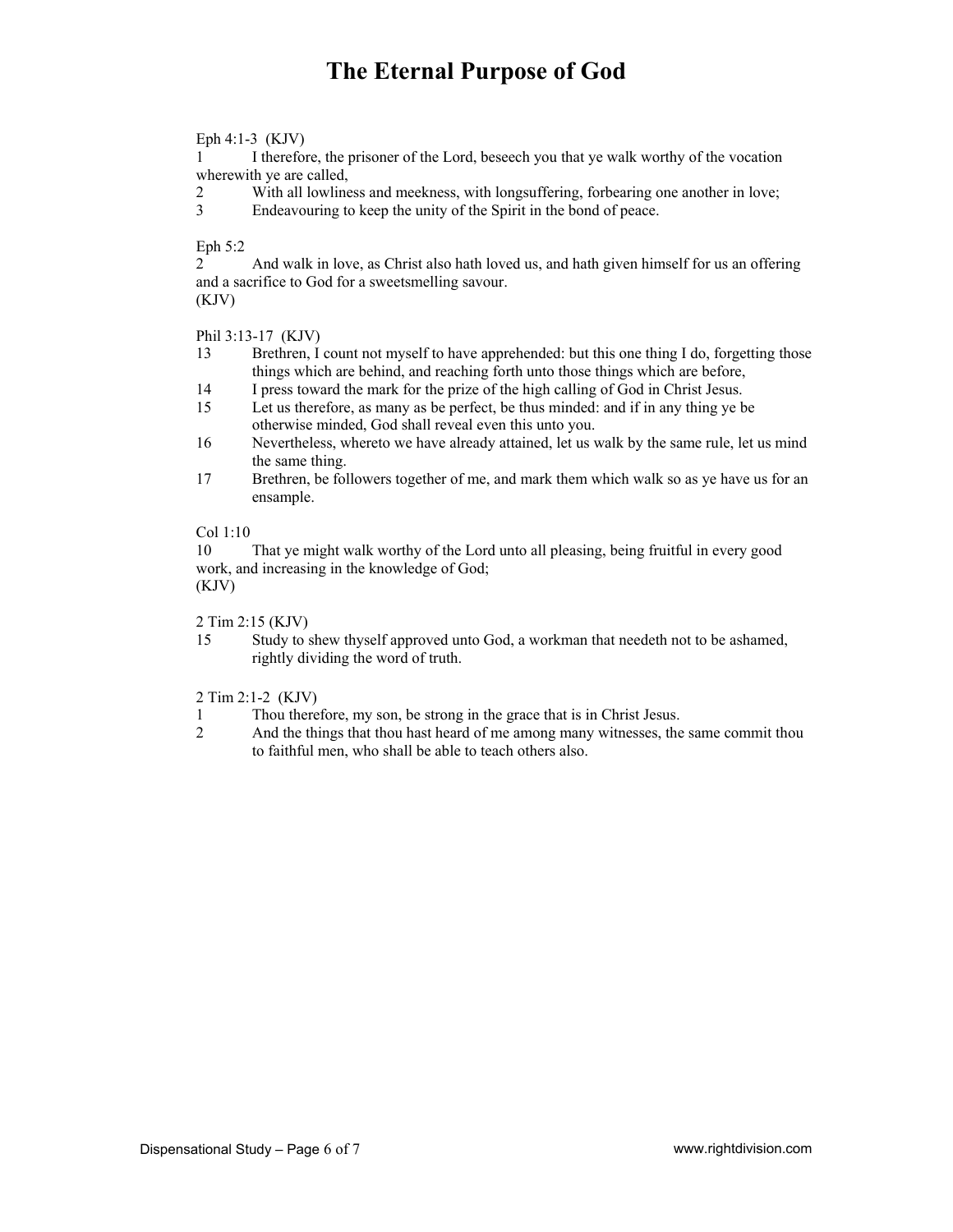# The Eternal Purpose of God

Eph 4:1-3 (KJV)

1 I therefore, the prisoner of the Lord, beseech you that ye walk worthy of the vocation wherewith ye are called,

2 With all lowliness and meekness, with longsuffering, forbearing one another in love;

3 Endeavouring to keep the unity of the Spirit in the bond of peace.

Eph 5:2

2 And walk in love, as Christ also hath loved us, and hath given himself for us an offering and a sacrifice to God for a sweetsmelling savour.
(KJV)

Phil 3:13-17 (KJV)

13 Brethren, I count not myself to have apprehended: but this one thing I do, forgetting those things which are behind, and reaching forth unto those things which are before,

14 I press toward the mark for the prize of the high calling of God in Christ Jesus.

15 Let us therefore, as many as be perfect, be thus minded: and if in any thing ye be otherwise minded, God shall reveal even this unto you.

16 Nevertheless, whereto we have already attained, let us walk by the same rule, let us mind the same thing.

17 Brethren, be followers together of me, and mark them which walk so as ye have us for an ensample.

Col 1:10

10 That ye might walk worthy of the Lord unto all pleasing, being fruitful in every good work, and increasing in the knowledge of God;
(KJV)

2 Tim 2:15 (KJV)

15 Study to shew thyself approved unto God, a workman that needeth not to be ashamed, rightly dividing the word of truth.

2 Tim 2:1-2 (KJV)

1 Thou therefore, my son, be strong in the grace that is in Christ Jesus.

2 And the things that thou hast heard of me among many witnesses, the same commit thou to faithful men, who shall be able to teach others also.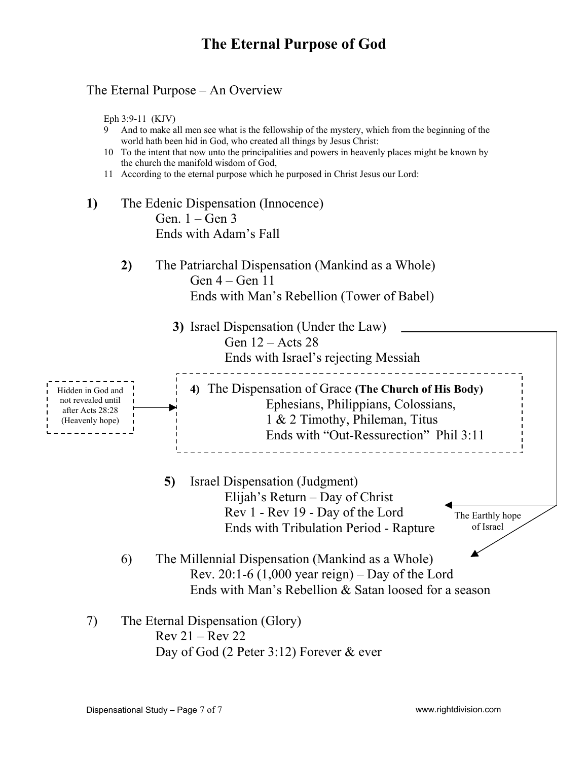# The Eternal Purpose of God

## The Eternal Purpose – An Overview

Eph 3:9-11 (KJV)

9 And to make all men see what is the fellowship of the mystery, which from the beginning of the world hath been hid in God, who created all things by Jesus Christ:

10 To the intent that now unto the principalities and powers in heavenly places might be known by the church the manifold wisdom of God,

11 According to the eternal purpose which he purposed in Christ Jesus our Lord:

**1)** The Edenic Dispensation (Innocence)
Gen. 1 – Gen 3
Ends with Adam's Fall

**2)** The Patriarchal Dispensation (Mankind as a Whole)
Gen 4 – Gen 11
Ends with Man's Rebellion (Tower of Babel)

**3)** Israel Dispensation (Under the Law)
Gen 12 – Acts 28
Ends with Israel's rejecting Messiah

Hidden in God and not revealed until after Acts 28:28 (Heavenly hope)

**4)** The Dispensation of Grace **(The Church of His Body)**
Ephesians, Philippians, Colossians,
1 & 2 Timothy, Phileman, Titus
Ends with "Out-Ressurection" Phil 3:11

**5)** Israel Dispensation (Judgment)
Elijah's Return – Day of Christ
Rev 1 - Rev 19 - Day of the Lord
Ends with Tribulation Period - Rapture

The Earthly hope of Israel

6) The Millennial Dispensation (Mankind as a Whole)
Rev. 20:1-6 (1,000 year reign) – Day of the Lord
Ends with Man's Rebellion & Satan loosed for a season

7) The Eternal Dispensation (Glory)
Rev 21 – Rev 22
Day of God (2 Peter 3:12) Forever & ever